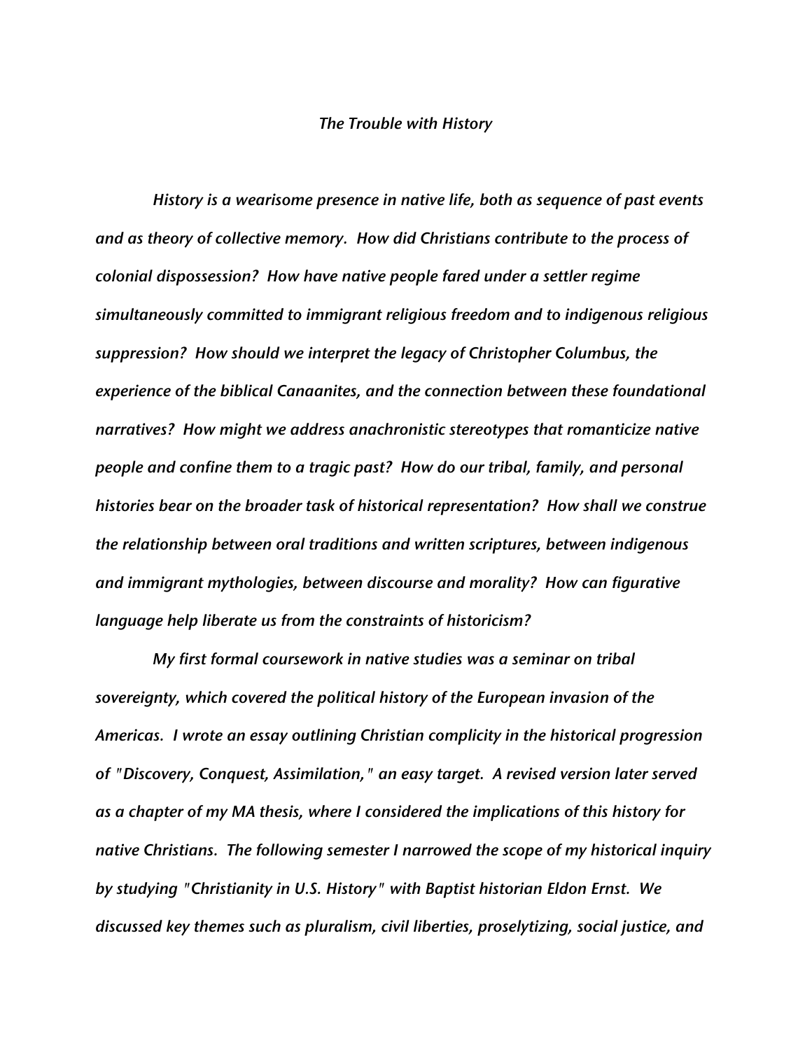*The Trouble with History*

*History is a wearisome presence in native life, both as sequence of past events and as theory of collective memory. How did Christians contribute to the process of colonial dispossession? How have native people fared under a settler regime simultaneously committed to immigrant religious freedom and to indigenous religious suppression? How should we interpret the legacy of Christopher Columbus, the experience of the biblical Canaanites, and the connection between these foundational narratives? How might we address anachronistic stereotypes that romanticize native people and confine them to a tragic past? How do our tribal, family, and personal histories bear on the broader task of historical representation? How shall we construe the relationship between oral traditions and written scriptures, between indigenous and immigrant mythologies, between discourse and morality? How can figurative language help liberate us from the constraints of historicism?*

*My first formal coursework in native studies was a seminar on tribal sovereignty, which covered the political history of the European invasion of the Americas. I wrote an essay outlining Christian complicity in the historical progression of "Discovery, Conquest, Assimilation," an easy target. A revised version later served as a chapter of my MA thesis, where I considered the implications of this history for native Christians. The following semester I narrowed the scope of my historical inquiry by studying "Christianity in U.S. History" with Baptist historian Eldon Ernst. We discussed key themes such as pluralism, civil liberties, proselytizing, social justice, and*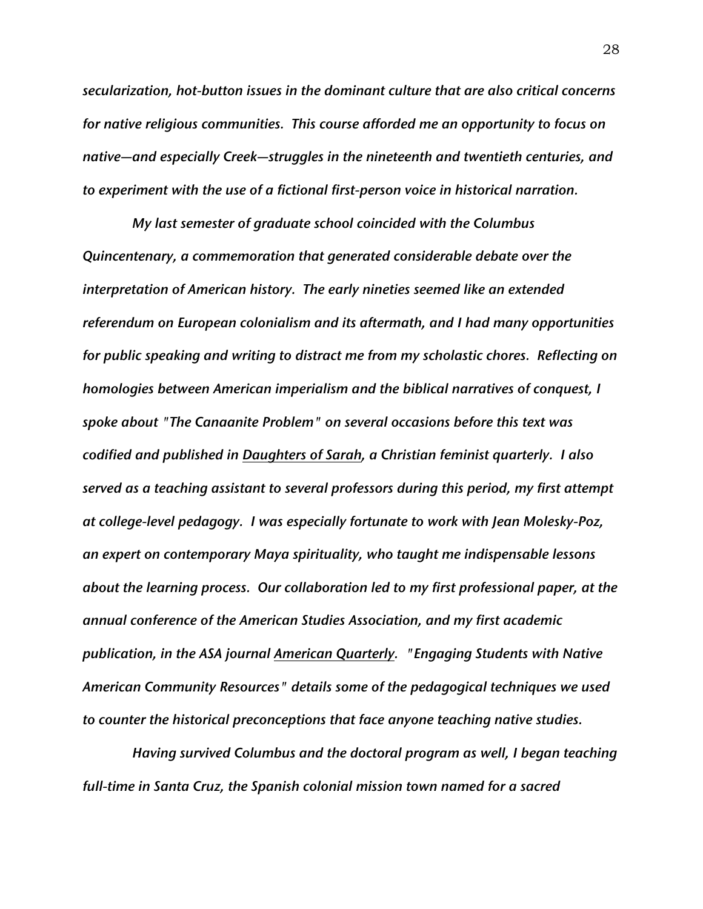*secularization, hot-button issues in the dominant culture that are also critical concerns for native religious communities. This course afforded me an opportunity to focus on native—and especially Creek—struggles in the nineteenth and twentieth centuries, and to experiment with the use of a fictional first-person voice in historical narration.*

*My last semester of graduate school coincided with the Columbus Quincentenary, a commemoration that generated considerable debate over the interpretation of American history. The early nineties seemed like an extended referendum on European colonialism and its aftermath, and I had many opportunities for public speaking and writing to distract me from my scholastic chores. Reflecting on homologies between American imperialism and the biblical narratives of conquest, I spoke about "The Canaanite Problem" on several occasions before this text was codified and published in <u>Daughters of Sarah</u>, a Christian feminist quarterly. I also served as a teaching assistant to several professors during this period, my first attempt at college-level pedagogy. I was especially fortunate to work with Jean Molesky-Poz, an expert on contemporary Maya spirituality, who taught me indispensable lessons about the learning process. Our collaboration led to my first professional paper, at the annual conference of the American Studies Association, and my first academic publication, in the ASA journal <u>American Quarterly</u>. "Engaging Students with Native American Community Resources" details some of the pedagogical techniques we used to counter the historical preconceptions that face anyone teaching native studies.*

*Having survived Columbus and the doctoral program as well, I began teaching full-time in Santa Cruz, the Spanish colonial mission town named for a sacred*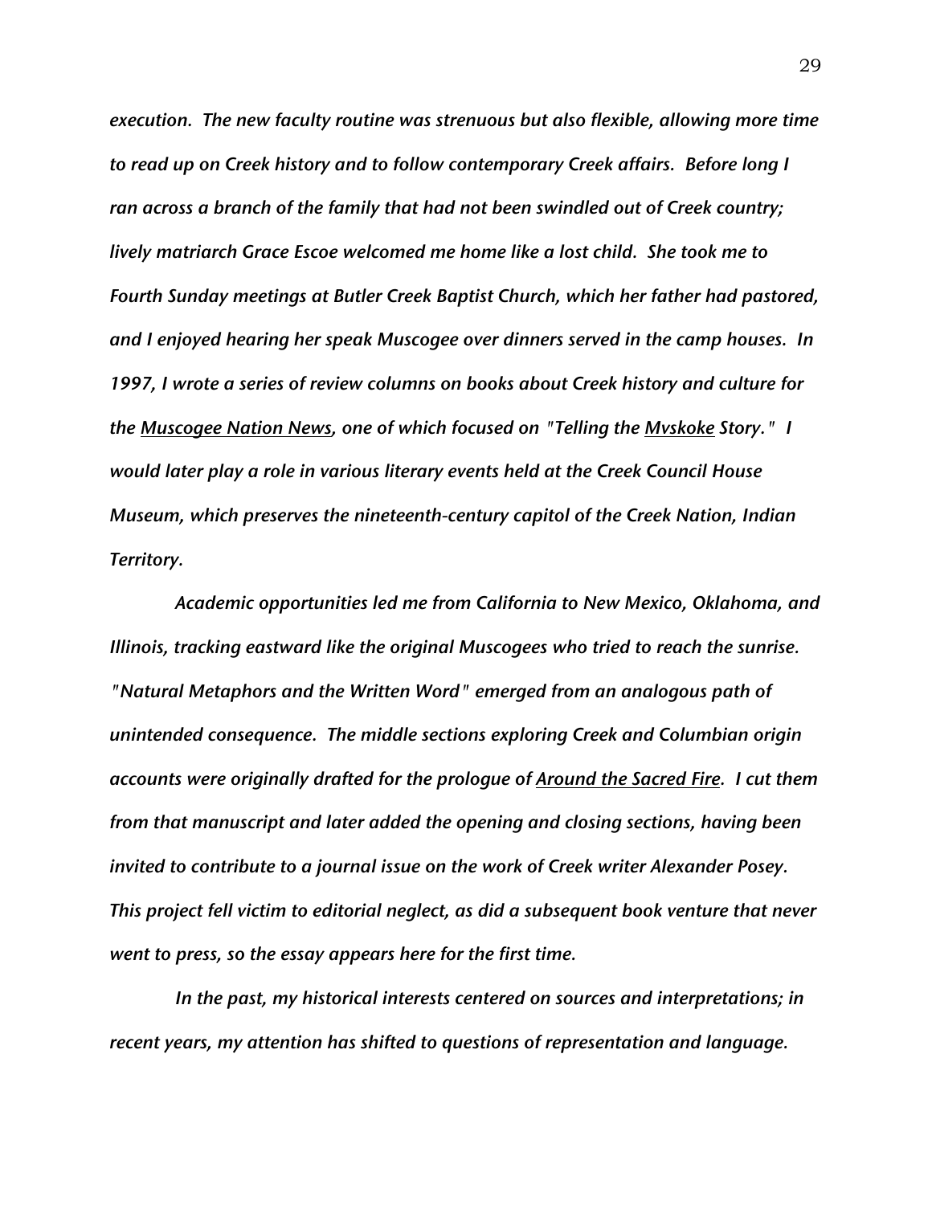*execution. The new faculty routine was strenuous but also flexible, allowing more time to read up on Creek history and to follow contemporary Creek affairs. Before long I ran across a branch of the family that had not been swindled out of Creek country; lively matriarch Grace Escoe welcomed me home like a lost child. She took me to Fourth Sunday meetings at Butler Creek Baptist Church, which her father had pastored, and I enjoyed hearing her speak Muscogee over dinners served in the camp houses. In 1997, I wrote a series of review columns on books about Creek history and culture for the Muscogee Nation News, one of which focused on "Telling the Mvskoke Story." I would later play a role in various literary events held at the Creek Council House Museum, which preserves the nineteenth-century capitol of the Creek Nation, Indian Territory.*

*Academic opportunities led me from California to New Mexico, Oklahoma, and Illinois, tracking eastward like the original Muscogees who tried to reach the sunrise. "Natural Metaphors and the Written Word" emerged from an analogous path of unintended consequence. The middle sections exploring Creek and Columbian origin accounts were originally drafted for the prologue of Around the Sacred Fire. I cut them from that manuscript and later added the opening and closing sections, having been invited to contribute to a journal issue on the work of Creek writer Alexander Posey. This project fell victim to editorial neglect, as did a subsequent book venture that never went to press, so the essay appears here for the first time.*

*In the past, my historical interests centered on sources and interpretations; in recent years, my attention has shifted to questions of representation and language.*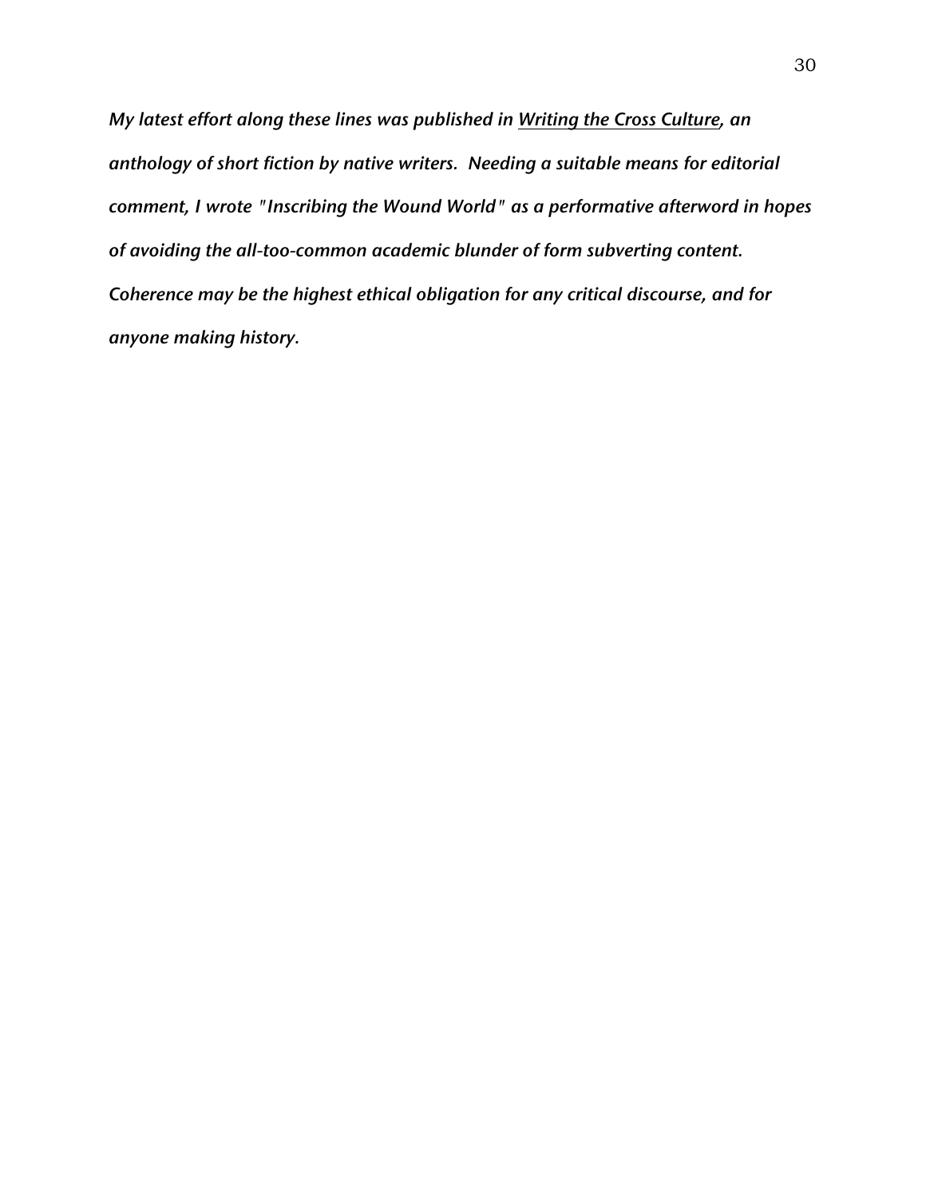*My latest effort along these lines was published in* ***Writing the Cross Culture****, an anthology of short fiction by native writers. Needing a suitable means for editorial comment, I wrote "Inscribing the Wound World" as a performative afterword in hopes of avoiding the all-too-common academic blunder of form subverting content. Coherence may be the highest ethical obligation for any critical discourse, and for anyone making history.*